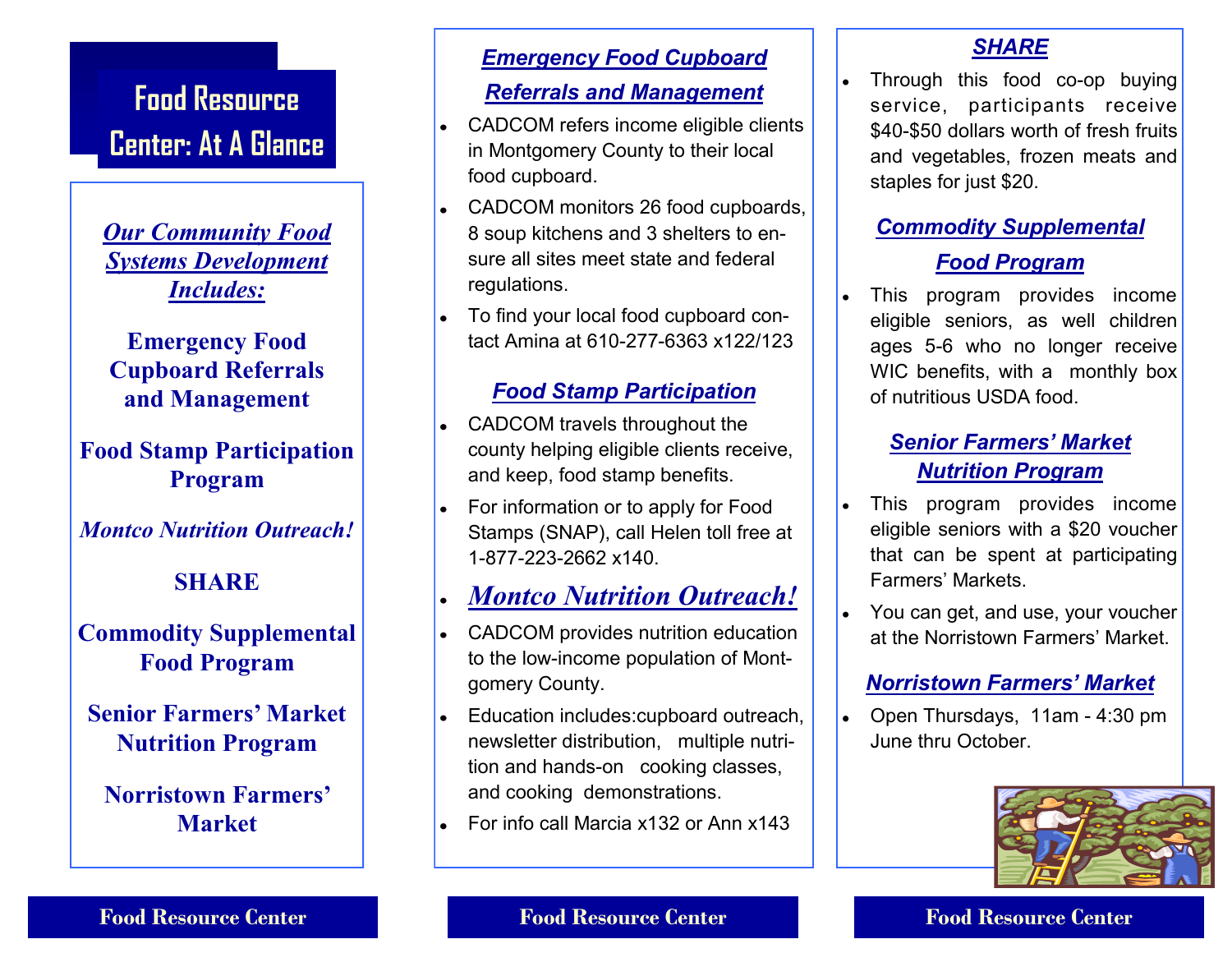# Food Resource Center: At A Glance

***Our Community Food Systems Development Includes:***

**Emergency Food Cupboard Referrals and Management**

**Food Stamp Participation Program**

***Montco Nutrition Outreach!***

**SHARE**

**Commodity Supplemental Food Program**

**Senior Farmers' Market Nutrition Program**

**Norristown Farmers' Market**

## *Emergency Food Cupboard Referrals and Management*

- CADCOM refers income eligible clients in Montgomery County to their local food cupboard.
- CADCOM monitors 26 food cupboards, 8 soup kitchens and 3 shelters to ensure all sites meet state and federal regulations.
- To find your local food cupboard contact Amina at 610-277-6363 x122/123

## *Food Stamp Participation*

- CADCOM travels throughout the county helping eligible clients receive, and keep, food stamp benefits.
- For information or to apply for Food Stamps (SNAP), call Helen toll free at 1-877-223-2662 x140.

## *Montco Nutrition Outreach!*

- CADCOM provides nutrition education to the low-income population of Montgomery County.
- Education includes:cupboard outreach, newsletter distribution, multiple nutrition and hands-on cooking classes, and cooking demonstrations.
- For info call Marcia x132 or Ann x143

## *SHARE*

- Through this food co-op buying service, participants receive $40-$50 dollars worth of fresh fruits and vegetables, frozen meats and staples for just $20.

## *Commodity Supplemental Food Program*

- This program provides income eligible seniors, as well children ages 5-6 who no longer receive WIC benefits, with a monthly box of nutritious USDA food.

## *Senior Farmers' Market Nutrition Program*

- This program provides income eligible seniors with a $20 voucher that can be spent at participating Farmers' Markets.
- You can get, and use, your voucher at the Norristown Farmers' Market.

## *Norristown Farmers' Market*

- Open Thursdays, 11am - 4:30 pm June thru October.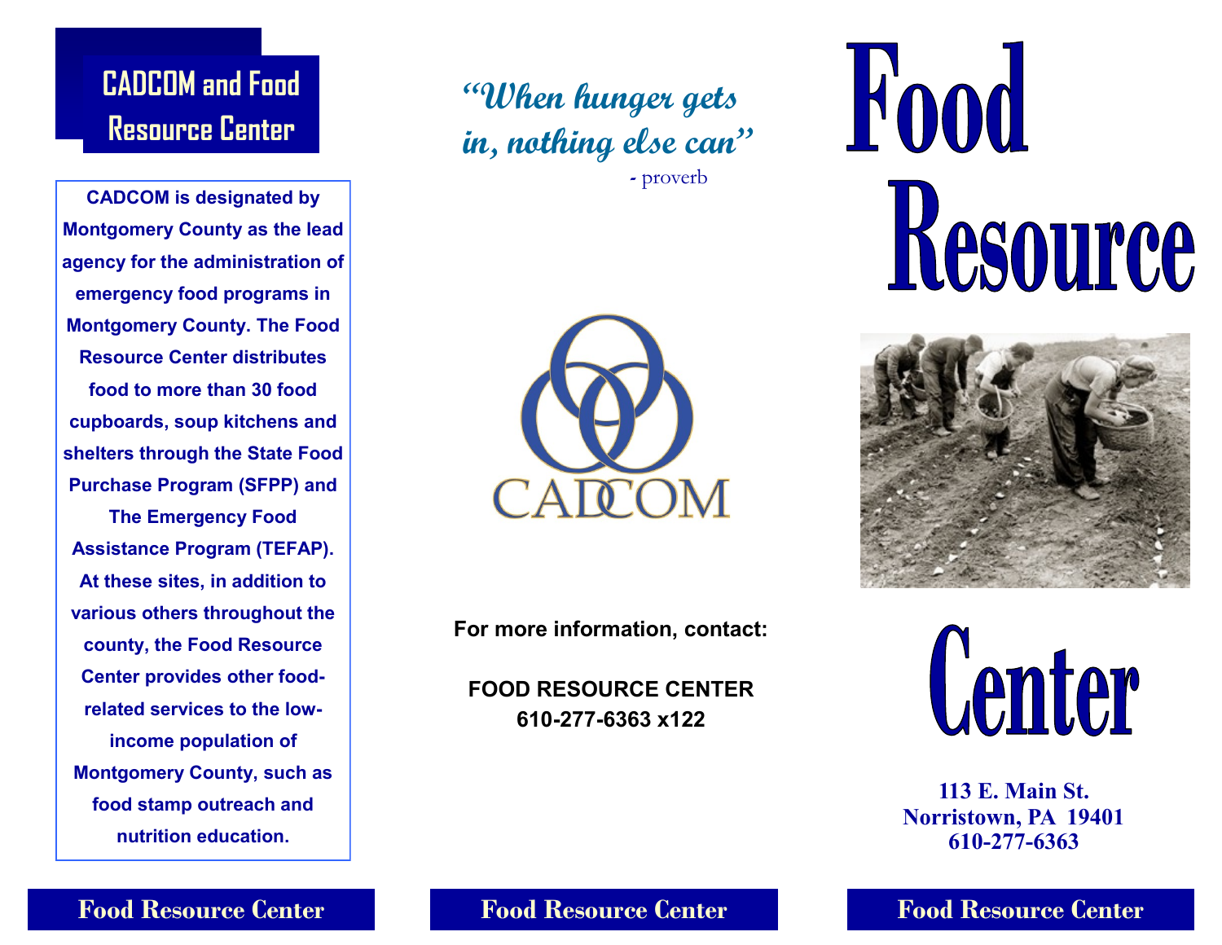## CADCOM and Food Resource Center

**CADCOM is designated by Montgomery County as the lead agency for the administration of emergency food programs in Montgomery County. The Food Resource Center distributes food to more than 30 food cupboards, soup kitchens and shelters through the State Food Purchase Program (SFPP) and The Emergency Food Assistance Program (TEFAP). At these sites, in addition to various others throughout the county, the Food Resource Center provides other food-related services to the low-income population of Montgomery County, such as food stamp outreach and nutrition education.**

**Food Resource Center**

*"When hunger gets in, nothing else can"*

- proverb

CADCOM

**For more information, contact:**

**FOOD RESOURCE CENTER**
**610-277-6363 x122**

**Food Resource Center**

# Food Resource Center

**113 E. Main St.**
**Norristown, PA 19401**
**610-277-6363**

**Food Resource Center**